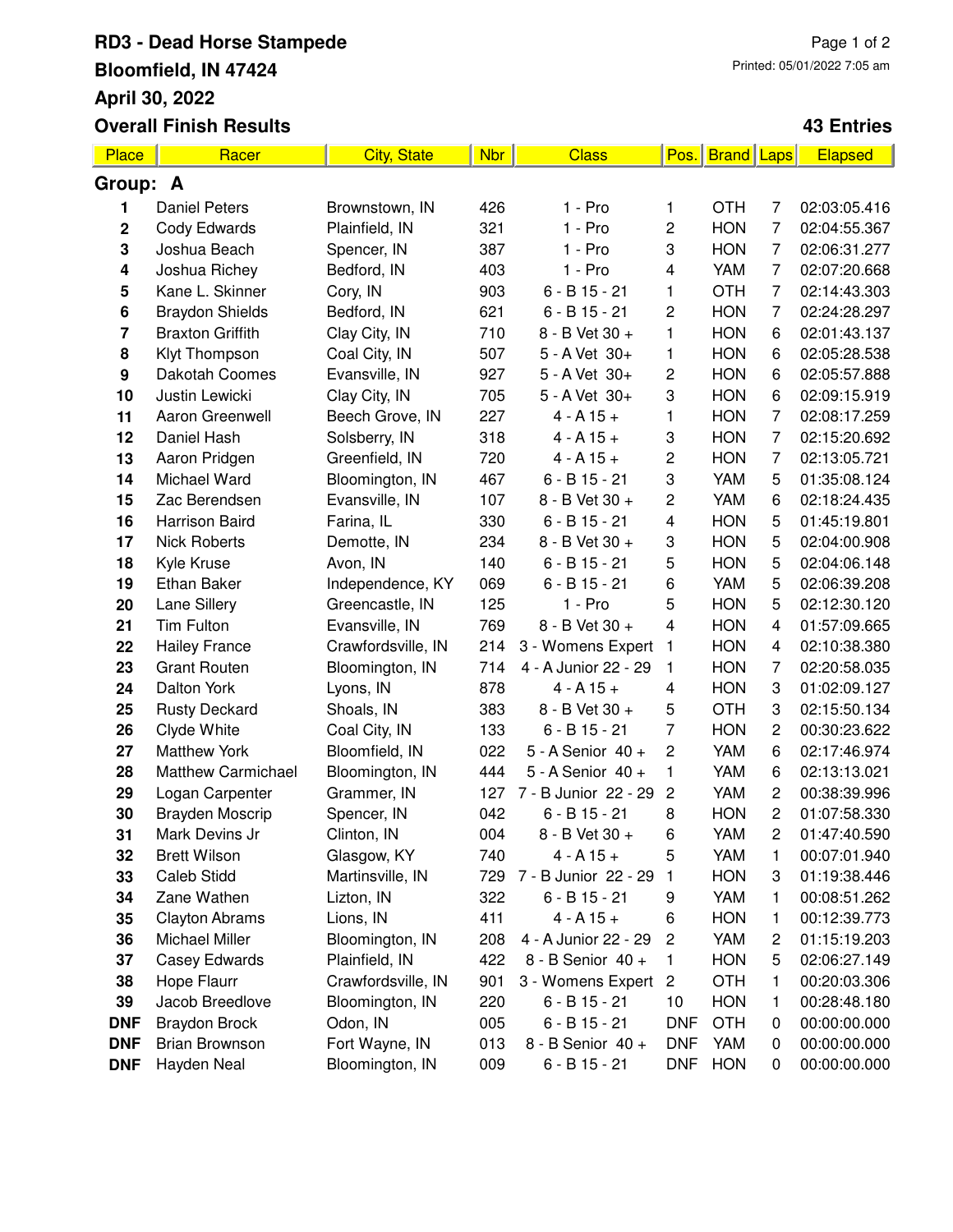# RD3 - Dead Horse Stampede

**Bloomfield, IN 47424**

**April 30, 2022**

**Overall Finish Results**

Printed: 05/01/2022 7:05 am

**43 Entries**

| Place | Racer | City, State | Nbr | Class | Pos. | Brand | Laps | Elapsed |
|---|---|---|---|---|---|---|---|---|
| **Group: A** | | | | | | | | |
| 1 | Daniel Peters | Brownstown, IN | 426 | 1 - Pro | 1 | OTH | 7 | 02:03:05.416 |
| 2 | Cody Edwards | Plainfield, IN | 321 | 1 - Pro | 2 | HON | 7 | 02:04:55.367 |
| 3 | Joshua Beach | Spencer, IN | 387 | 1 - Pro | 3 | HON | 7 | 02:06:31.277 |
| 4 | Joshua Richey | Bedford, IN | 403 | 1 - Pro | 4 | YAM | 7 | 02:07:20.668 |
| 5 | Kane L. Skinner | Cory, IN | 903 | 6 - B 15 - 21 | 1 | OTH | 7 | 02:14:43.303 |
| 6 | Braydon Shields | Bedford, IN | 621 | 6 - B 15 - 21 | 2 | HON | 7 | 02:24:28.297 |
| 7 | Braxton Griffith | Clay City, IN | 710 | 8 - B Vet 30 + | 1 | HON | 6 | 02:01:43.137 |
| 8 | Klyt Thompson | Coal City, IN | 507 | 5 - A Vet 30+ | 1 | HON | 6 | 02:05:28.538 |
| 9 | Dakotah Coomes | Evansville, IN | 927 | 5 - A Vet 30+ | 2 | HON | 6 | 02:05:57.888 |
| 10 | Justin Lewicki | Clay City, IN | 705 | 5 - A Vet 30+ | 3 | HON | 6 | 02:09:15.919 |
| 11 | Aaron Greenwell | Beech Grove, IN | 227 | 4 - A 15 + | 1 | HON | 7 | 02:08:17.259 |
| 12 | Daniel Hash | Solsberry, IN | 318 | 4 - A 15 + | 3 | HON | 7 | 02:15:20.692 |
| 13 | Aaron Pridgen | Greenfield, IN | 720 | 4 - A 15 + | 2 | HON | 7 | 02:13:05.721 |
| 14 | Michael Ward | Bloomington, IN | 467 | 6 - B 15 - 21 | 3 | YAM | 5 | 01:35:08.124 |
| 15 | Zac Berendsen | Evansville, IN | 107 | 8 - B Vet 30 + | 2 | YAM | 6 | 02:18:24.435 |
| 16 | Harrison Baird | Farina, IL | 330 | 6 - B 15 - 21 | 4 | HON | 5 | 01:45:19.801 |
| 17 | Nick Roberts | Demotte, IN | 234 | 8 - B Vet 30 + | 3 | HON | 5 | 02:04:00.908 |
| 18 | Kyle Kruse | Avon, IN | 140 | 6 - B 15 - 21 | 5 | HON | 5 | 02:04:06.148 |
| 19 | Ethan Baker | Independence, KY | 069 | 6 - B 15 - 21 | 6 | YAM | 5 | 02:06:39.208 |
| 20 | Lane Sillery | Greencastle, IN | 125 | 1 - Pro | 5 | HON | 5 | 02:12:30.120 |
| 21 | Tim Fulton | Evansville, IN | 769 | 8 - B Vet 30 + | 4 | HON | 4 | 01:57:09.665 |
| 22 | Hailey France | Crawfordsville, IN | 214 | 3 - Womens Expert | 1 | HON | 4 | 02:10:38.380 |
| 23 | Grant Routen | Bloomington, IN | 714 | 4 - A Junior 22 - 29 | 1 | HON | 7 | 02:20:58.035 |
| 24 | Dalton York | Lyons, IN | 878 | 4 - A 15 + | 4 | HON | 3 | 01:02:09.127 |
| 25 | Rusty Deckard | Shoals, IN | 383 | 8 - B Vet 30 + | 5 | OTH | 3 | 02:15:50.134 |
| 26 | Clyde White | Coal City, IN | 133 | 6 - B 15 - 21 | 7 | HON | 2 | 00:30:23.622 |
| 27 | Matthew York | Bloomfield, IN | 022 | 5 - A Senior 40 + | 2 | YAM | 6 | 02:17:46.974 |
| 28 | Matthew Carmichael | Bloomington, IN | 444 | 5 - A Senior 40 + | 1 | YAM | 6 | 02:13:13.021 |
| 29 | Logan Carpenter | Grammer, IN | 127 | 7 - B Junior 22 - 29 | 2 | YAM | 2 | 00:38:39.996 |
| 30 | Brayden Moscrip | Spencer, IN | 042 | 6 - B 15 - 21 | 8 | HON | 2 | 01:07:58.330 |
| 31 | Mark Devins Jr | Clinton, IN | 004 | 8 - B Vet 30 + | 6 | YAM | 2 | 01:47:40.590 |
| 32 | Brett Wilson | Glasgow, KY | 740 | 4 - A 15 + | 5 | YAM | 1 | 00:07:01.940 |
| 33 | Caleb Stidd | Martinsville, IN | 729 | 7 - B Junior 22 - 29 | 1 | HON | 3 | 01:19:38.446 |
| 34 | Zane Wathen | Lizton, IN | 322 | 6 - B 15 - 21 | 9 | YAM | 1 | 00:08:51.262 |
| 35 | Clayton Abrams | Lions, IN | 411 | 4 - A 15 + | 6 | HON | 1 | 00:12:39.773 |
| 36 | Michael Miller | Bloomington, IN | 208 | 4 - A Junior 22 - 29 | 2 | YAM | 2 | 01:15:19.203 |
| 37 | Casey Edwards | Plainfield, IN | 422 | 8 - B Senior 40 + | 1 | HON | 5 | 02:06:27.149 |
| 38 | Hope Flaurr | Crawfordsville, IN | 901 | 3 - Womens Expert | 2 | OTH | 1 | 00:20:03.306 |
| 39 | Jacob Breedlove | Bloomington, IN | 220 | 6 - B 15 - 21 | 10 | HON | 1 | 00:28:48.180 |
| DNF | Braydon Brock | Odon, IN | 005 | 6 - B 15 - 21 | DNF | OTH | 0 | 00:00:00.000 |
| DNF | Brian Brownson | Fort Wayne, IN | 013 | 8 - B Senior 40 + | DNF | YAM | 0 | 00:00:00.000 |
| DNF | Hayden Neal | Bloomington, IN | 009 | 6 - B 15 - 21 | DNF | HON | 0 | 00:00:00.000 |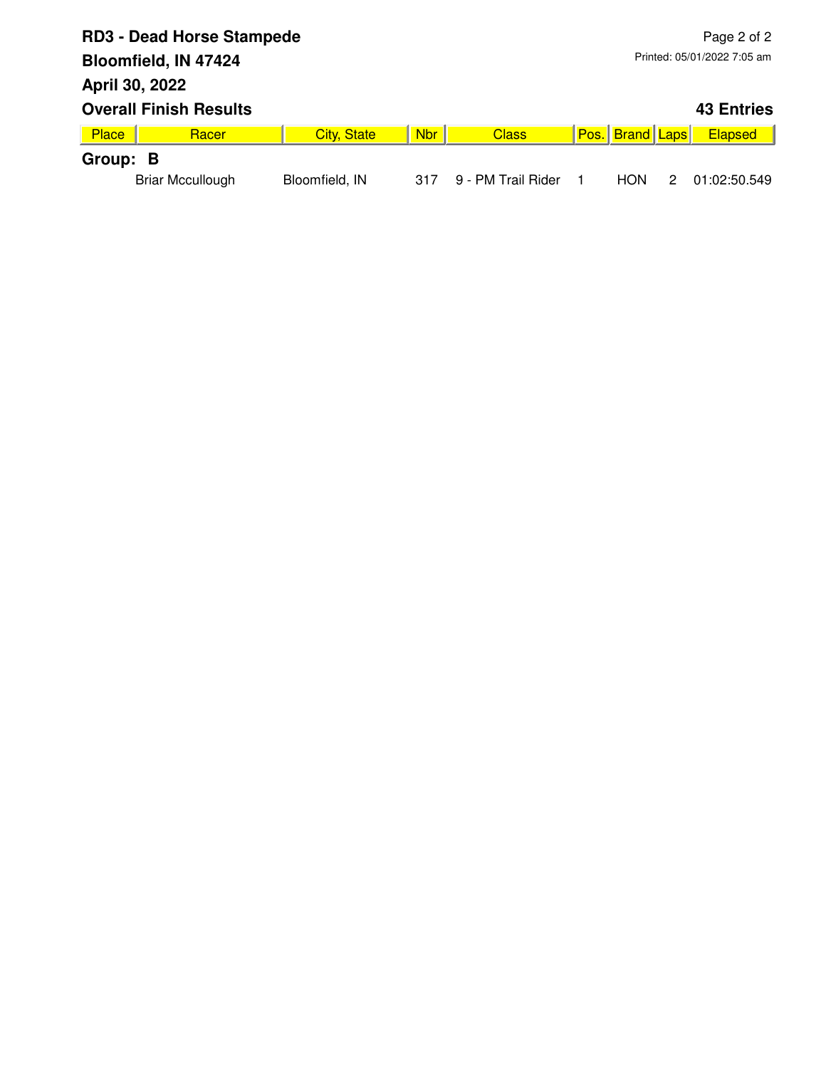# RD3 - Dead Horse Stampede

**Bloomfield, IN 47424**

**April 30, 2022**

**Overall Finish Results**

Printed: 05/01/2022 7:05 am

**43 Entries**

| Place | Racer | City, State | Nbr | Class | Pos. | Brand | Laps | Elapsed |
|---|---|---|---|---|---|---|---|---|
| **Group: B** | | | | | | | | |
| | Briar Mccullough | Bloomfield, IN | 317 | 9 - PM Trail Rider | 1 | HON | 2 | 01:02:50.549 |